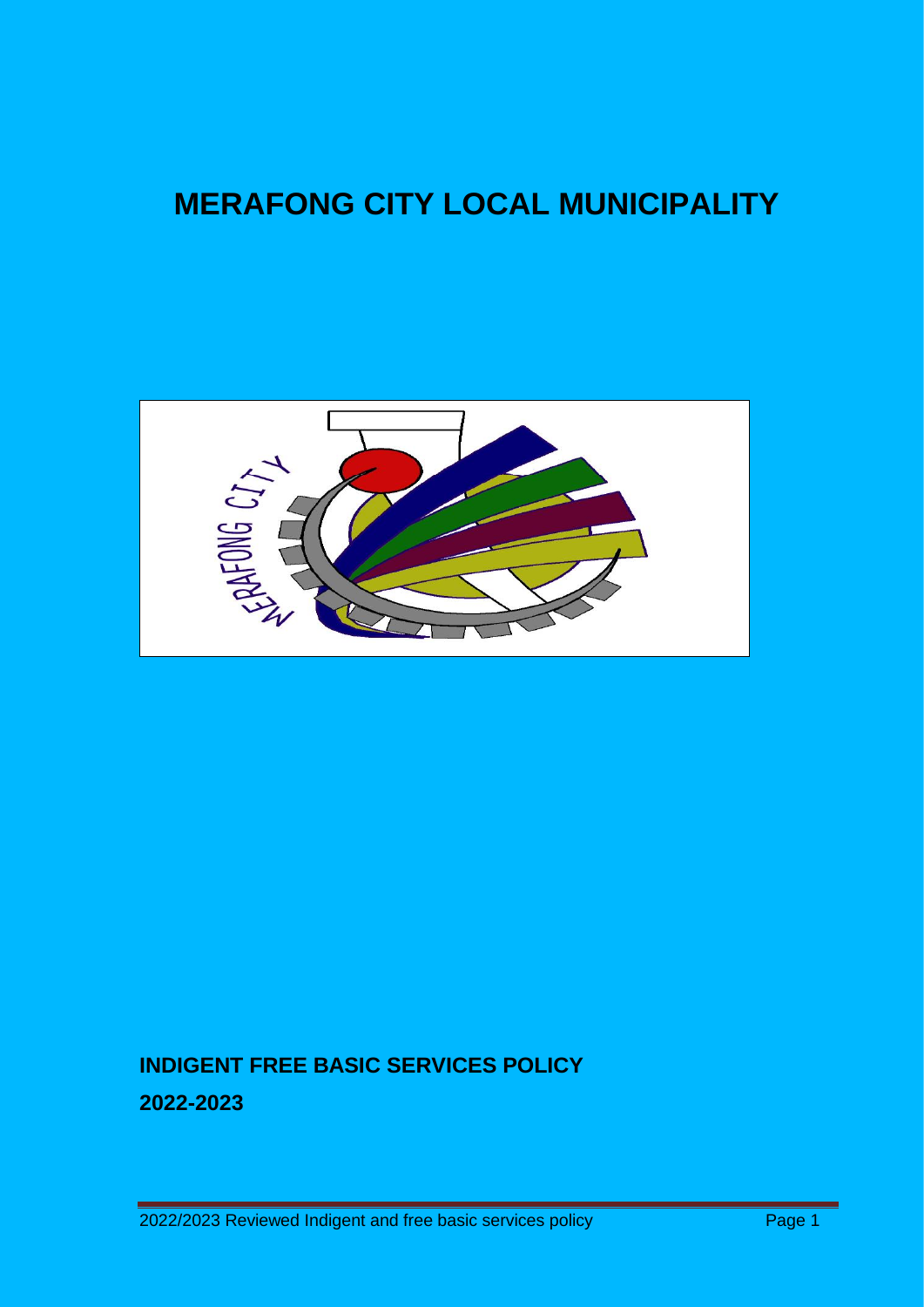# MERAFONG CITY LOCAL MUNICIPALITY

**INDIGENT FREE BASIC SERVICES POLICY**

**2022-2023**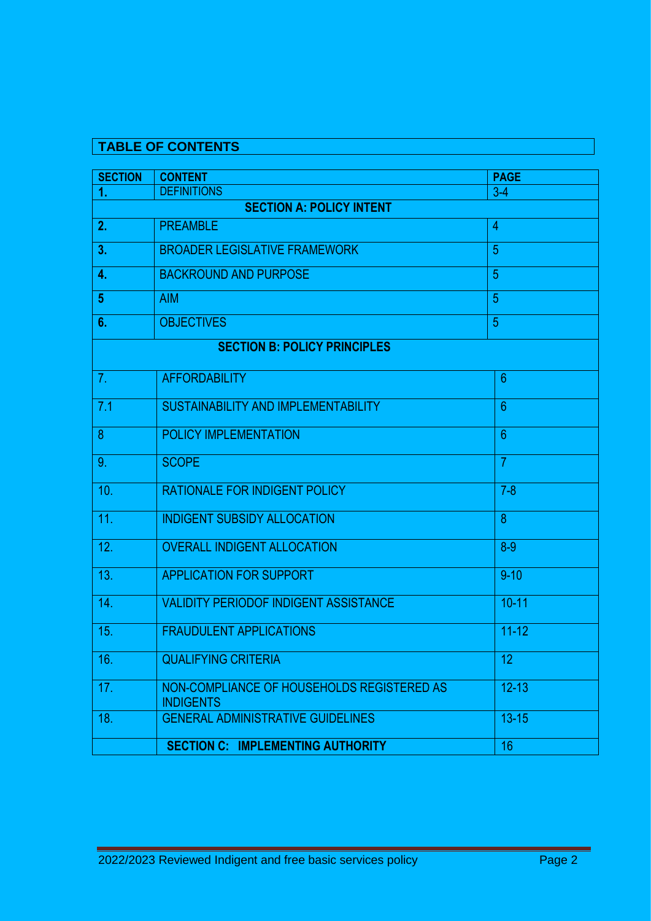## TABLE OF CONTENTS

| SECTION | CONTENT | PAGE |
|---|---|---|
| 1. | DEFINITIONS | 3-4 |
| | **SECTION A: POLICY INTENT** | |
| 2. | PREAMBLE | 4 |
| 3. | BROADER LEGISLATIVE FRAMEWORK | 5 |
| 4. | BACKROUND AND PURPOSE | 5 |
| 5 | AIM | 5 |
| 6. | OBJECTIVES | 5 |
| | **SECTION B: POLICY PRINCIPLES** | |
| 7. | AFFORDABILITY | 6 |
| 7.1 | SUSTAINABILITY AND IMPLEMENTABILITY | 6 |
| 8 | POLICY IMPLEMENTATION | 6 |
| 9. | SCOPE | 7 |
| 10. | RATIONALE FOR INDIGENT POLICY | 7-8 |
| 11. | INDIGENT SUBSIDY ALLOCATION | 8 |
| 12. | OVERALL INDIGENT ALLOCATION | 8-9 |
| 13. | APPLICATION FOR SUPPORT | 9-10 |
| 14. | VALIDITY PERIODOF INDIGENT ASSISTANCE | 10-11 |
| 15. | FRAUDULENT APPLICATIONS | 11-12 |
| 16. | QUALIFYING CRITERIA | 12 |
| 17. | NON-COMPLIANCE OF HOUSEHOLDS REGISTERED AS INDIGENTS | 12-13 |
| 18. | GENERAL ADMINISTRATIVE GUIDELINES | 13-15 |
| | **SECTION C: IMPLEMENTING AUTHORITY** | 16 |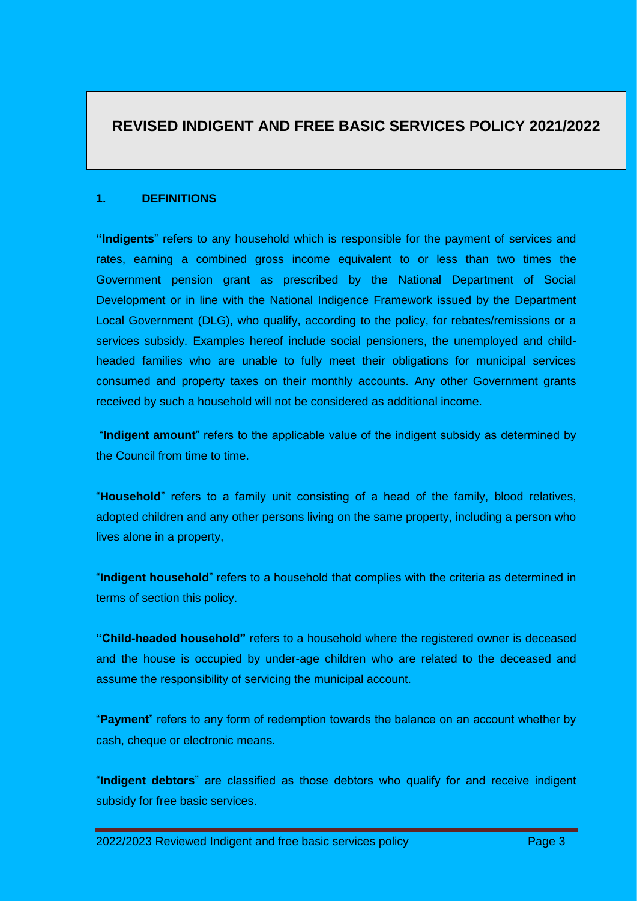# REVISED INDIGENT AND FREE BASIC SERVICES POLICY 2021/2022

## 1. DEFINITIONS

**"Indigents**" refers to any household which is responsible for the payment of services and rates, earning a combined gross income equivalent to or less than two times the Government pension grant as prescribed by the National Department of Social Development or in line with the National Indigence Framework issued by the Department Local Government (DLG), who qualify, according to the policy, for rebates/remissions or a services subsidy. Examples hereof include social pensioners, the unemployed and child-headed families who are unable to fully meet their obligations for municipal services consumed and property taxes on their monthly accounts. Any other Government grants received by such a household will not be considered as additional income.

"**Indigent amount**" refers to the applicable value of the indigent subsidy as determined by the Council from time to time.

"**Household**" refers to a family unit consisting of a head of the family, blood relatives, adopted children and any other persons living on the same property, including a person who lives alone in a property,

"**Indigent household**" refers to a household that complies with the criteria as determined in terms of section this policy.

**"Child-headed household"** refers to a household where the registered owner is deceased and the house is occupied by under-age children who are related to the deceased and assume the responsibility of servicing the municipal account.

"**Payment**" refers to any form of redemption towards the balance on an account whether by cash, cheque or electronic means.

"**Indigent debtors**" are classified as those debtors who qualify for and receive indigent subsidy for free basic services.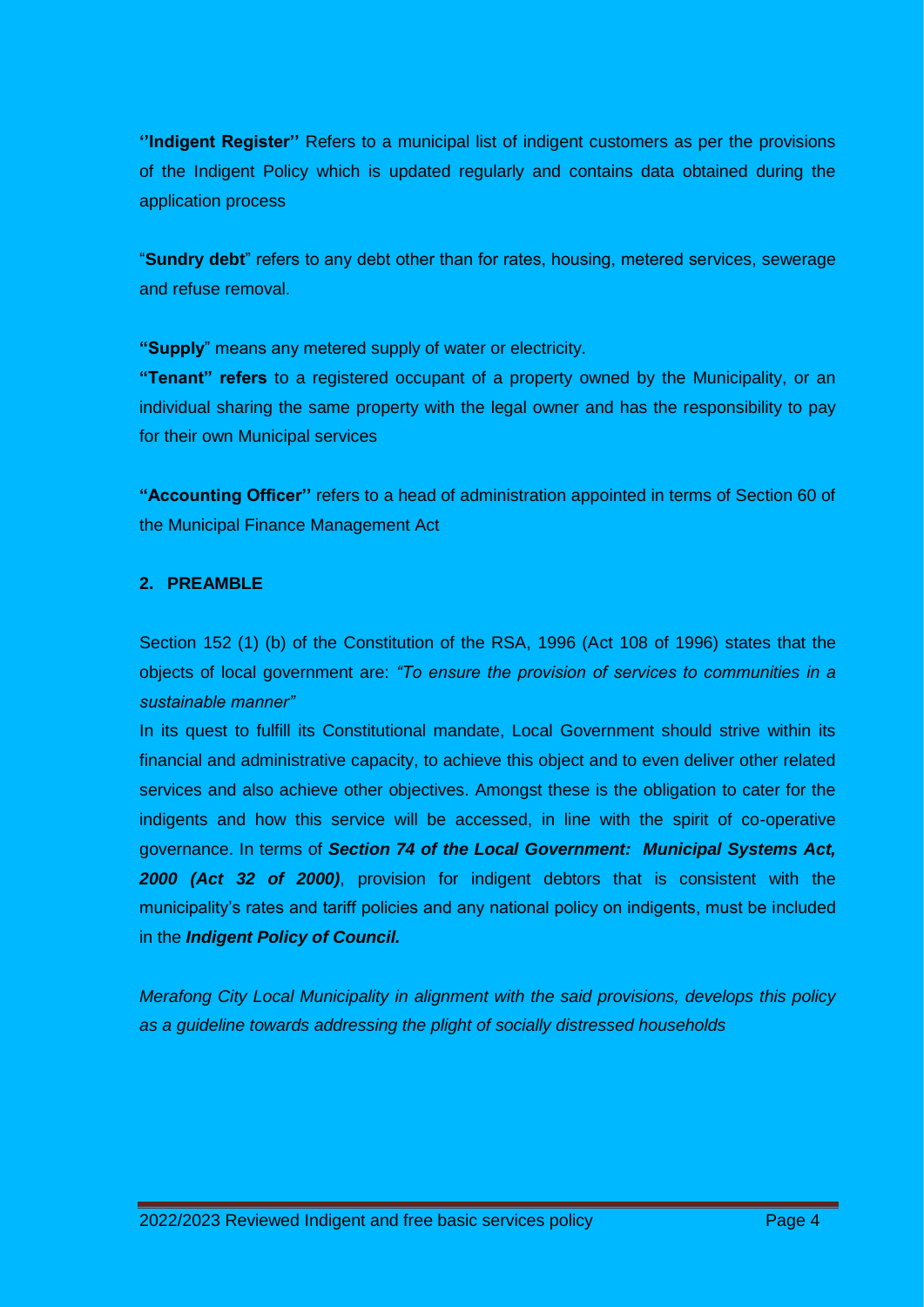**''Indigent Register''** Refers to a municipal list of indigent customers as per the provisions of the Indigent Policy which is updated regularly and contains data obtained during the application process

"**Sundry debt**" refers to any debt other than for rates, housing, metered services, sewerage and refuse removal.

**"Supply**" means any metered supply of water or electricity.

**"Tenant" refers** to a registered occupant of a property owned by the Municipality, or an individual sharing the same property with the legal owner and has the responsibility to pay for their own Municipal services

**"Accounting Officer''** refers to a head of administration appointed in terms of Section 60 of the Municipal Finance Management Act

## 2. PREAMBLE

Section 152 (1) (b) of the Constitution of the RSA, 1996 (Act 108 of 1996) states that the objects of local government are: *"To ensure the provision of services to communities in a sustainable manner"*

In its quest to fulfill its Constitutional mandate, Local Government should strive within its financial and administrative capacity, to achieve this object and to even deliver other related services and also achieve other objectives. Amongst these is the obligation to cater for the indigents and how this service will be accessed, in line with the spirit of co-operative governance. In terms of ***Section 74 of the Local Government: Municipal Systems Act, 2000 (Act 32 of 2000)***, provision for indigent debtors that is consistent with the municipality's rates and tariff policies and any national policy on indigents, must be included in the ***Indigent Policy of Council.***

*Merafong City Local Municipality in alignment with the said provisions, develops this policy as a guideline towards addressing the plight of socially distressed households*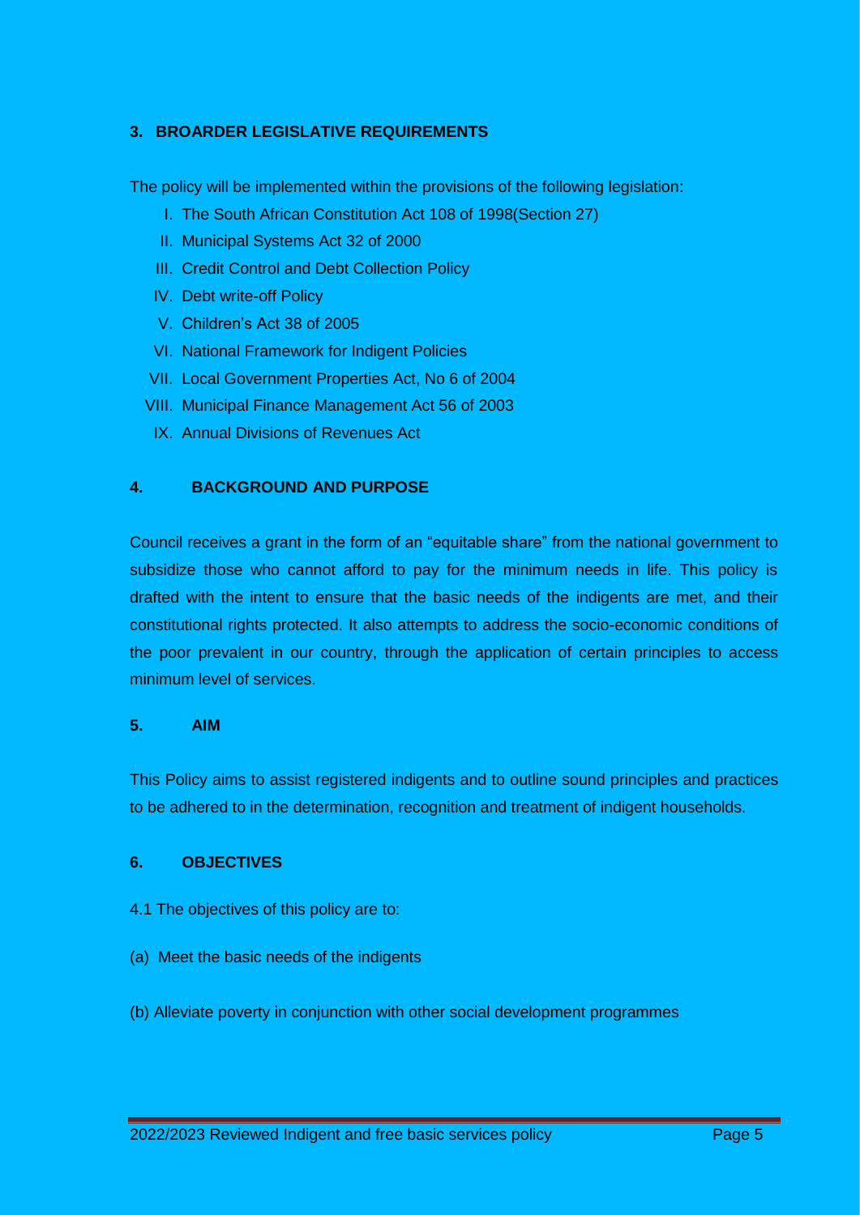## 3. BROARDER LEGISLATIVE REQUIREMENTS

The policy will be implemented within the provisions of the following legislation:

I. The South African Constitution Act 108 of 1998(Section 27)
II. Municipal Systems Act 32 of 2000
III. Credit Control and Debt Collection Policy
IV. Debt write-off Policy
V. Children's Act 38 of 2005
VI. National Framework for Indigent Policies
VII. Local Government Properties Act, No 6 of 2004
VIII. Municipal Finance Management Act 56 of 2003
IX. Annual Divisions of Revenues Act

## 4. BACKGROUND AND PURPOSE

Council receives a grant in the form of an "equitable share" from the national government to subsidize those who cannot afford to pay for the minimum needs in life. This policy is drafted with the intent to ensure that the basic needs of the indigents are met, and their constitutional rights protected. It also attempts to address the socio-economic conditions of the poor prevalent in our country, through the application of certain principles to access minimum level of services.

## 5. AIM

This Policy aims to assist registered indigents and to outline sound principles and practices to be adhered to in the determination, recognition and treatment of indigent households.

## 6. OBJECTIVES

4.1 The objectives of this policy are to:

(a) Meet the basic needs of the indigents

(b) Alleviate poverty in conjunction with other social development programmes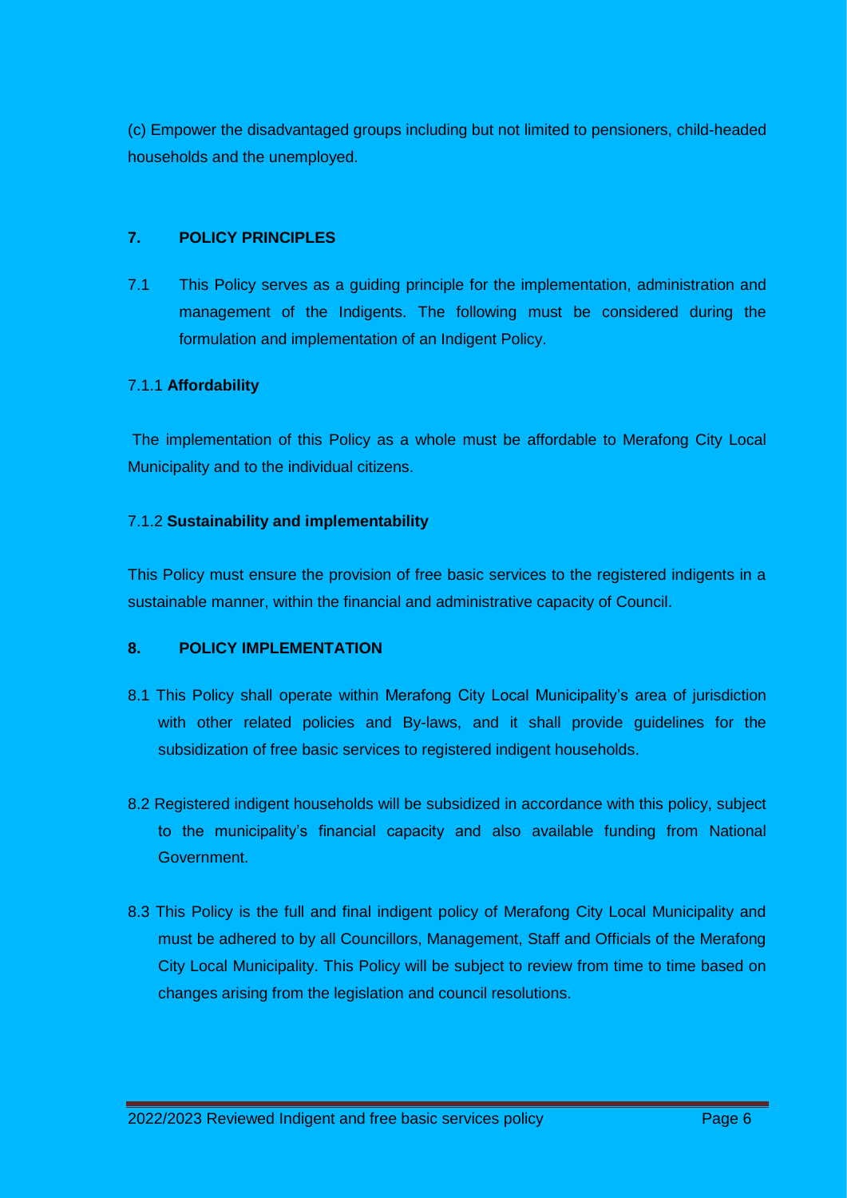(c) Empower the disadvantaged groups including but not limited to pensioners, child-headed households and the unemployed.

## 7. POLICY PRINCIPLES

7.1 This Policy serves as a guiding principle for the implementation, administration and management of the Indigents. The following must be considered during the formulation and implementation of an Indigent Policy.

7.1.1 **Affordability**

The implementation of this Policy as a whole must be affordable to Merafong City Local Municipality and to the individual citizens.

7.1.2 **Sustainability and implementability**

This Policy must ensure the provision of free basic services to the registered indigents in a sustainable manner, within the financial and administrative capacity of Council.

## 8. POLICY IMPLEMENTATION

8.1 This Policy shall operate within Merafong City Local Municipality's area of jurisdiction with other related policies and By-laws, and it shall provide guidelines for the subsidization of free basic services to registered indigent households.

8.2 Registered indigent households will be subsidized in accordance with this policy, subject to the municipality's financial capacity and also available funding from National Government.

8.3 This Policy is the full and final indigent policy of Merafong City Local Municipality and must be adhered to by all Councillors, Management, Staff and Officials of the Merafong City Local Municipality. This Policy will be subject to review from time to time based on changes arising from the legislation and council resolutions.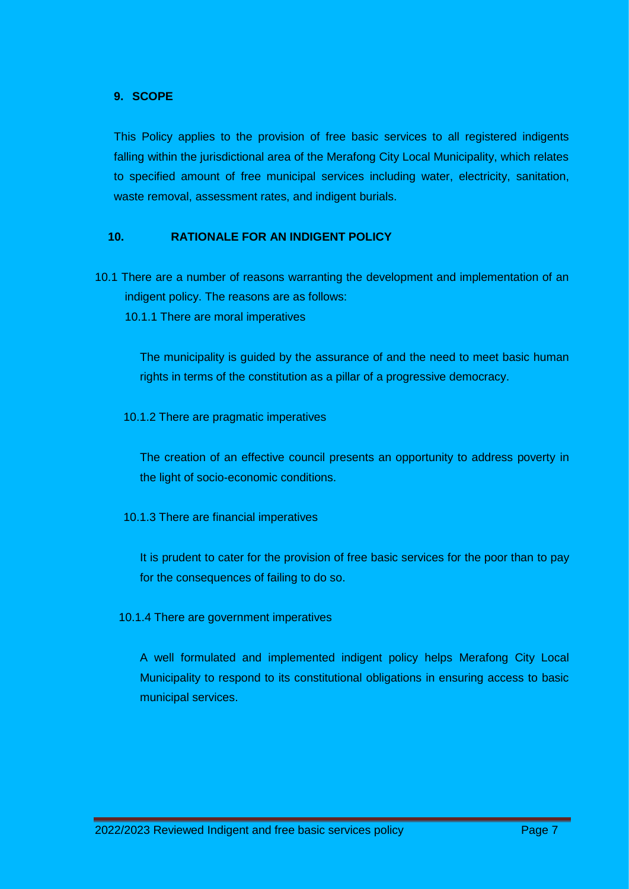## 9. SCOPE

This Policy applies to the provision of free basic services to all registered indigents falling within the jurisdictional area of the Merafong City Local Municipality, which relates to specified amount of free municipal services including water, electricity, sanitation, waste removal, assessment rates, and indigent burials.

## 10. RATIONALE FOR AN INDIGENT POLICY

10.1 There are a number of reasons warranting the development and implementation of an indigent policy. The reasons are as follows:

10.1.1 There are moral imperatives

The municipality is guided by the assurance of and the need to meet basic human rights in terms of the constitution as a pillar of a progressive democracy.

10.1.2 There are pragmatic imperatives

The creation of an effective council presents an opportunity to address poverty in the light of socio-economic conditions.

10.1.3 There are financial imperatives

It is prudent to cater for the provision of free basic services for the poor than to pay for the consequences of failing to do so.

10.1.4 There are government imperatives

A well formulated and implemented indigent policy helps Merafong City Local Municipality to respond to its constitutional obligations in ensuring access to basic municipal services.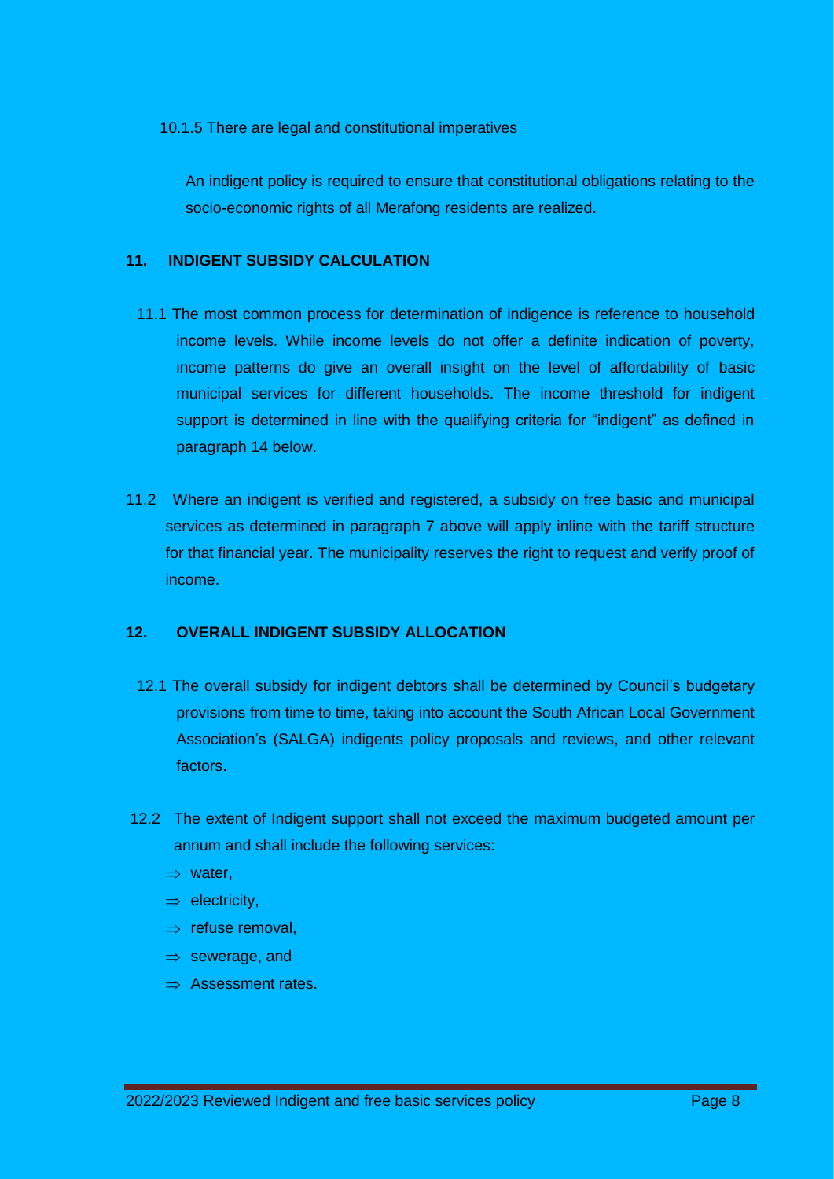10.1.5 There are legal and constitutional imperatives

An indigent policy is required to ensure that constitutional obligations relating to the socio-economic rights of all Merafong residents are realized.

## 11. INDIGENT SUBSIDY CALCULATION

11.1 The most common process for determination of indigence is reference to household income levels. While income levels do not offer a definite indication of poverty, income patterns do give an overall insight on the level of affordability of basic municipal services for different households. The income threshold for indigent support is determined in line with the qualifying criteria for "indigent" as defined in paragraph 14 below.

11.2 Where an indigent is verified and registered, a subsidy on free basic and municipal services as determined in paragraph 7 above will apply inline with the tariff structure for that financial year. The municipality reserves the right to request and verify proof of income.

## 12. OVERALL INDIGENT SUBSIDY ALLOCATION

12.1 The overall subsidy for indigent debtors shall be determined by Council's budgetary provisions from time to time, taking into account the South African Local Government Association's (SALGA) indigents policy proposals and reviews, and other relevant factors.

12.2 The extent of Indigent support shall not exceed the maximum budgeted amount per annum and shall include the following services:

- ⇒ water,
- ⇒ electricity,
- ⇒ refuse removal,
- ⇒ sewerage, and
- ⇒ Assessment rates.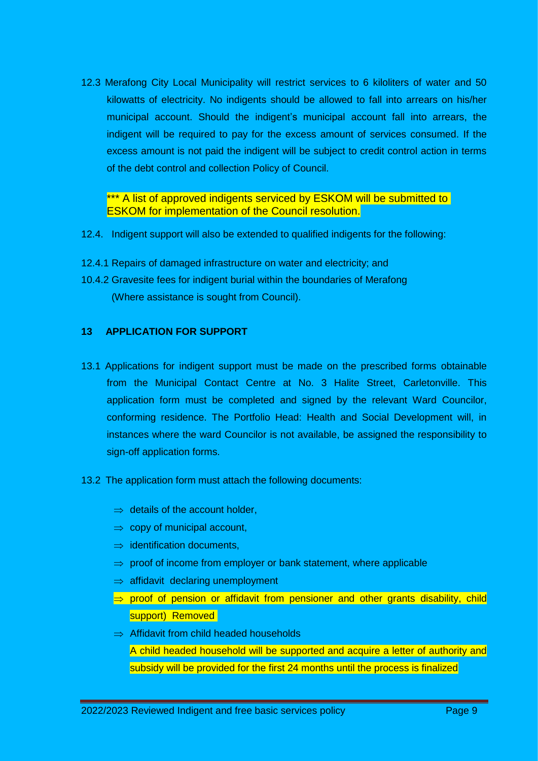12.3 Merafong City Local Municipality will restrict services to 6 kiloliters of water and 50 kilowatts of electricity. No indigents should be allowed to fall into arrears on his/her municipal account. Should the indigent's municipal account fall into arrears, the indigent will be required to pay for the excess amount of services consumed. If the excess amount is not paid the indigent will be subject to credit control action in terms of the debt control and collection Policy of Council.

*** A list of approved indigents serviced by ESKOM will be submitted to ESKOM for implementation of the Council resolution.

12.4. Indigent support will also be extended to qualified indigents for the following:

12.4.1 Repairs of damaged infrastructure on water and electricity; and

10.4.2 Gravesite fees for indigent burial within the boundaries of Merafong (Where assistance is sought from Council).

### 13 APPLICATION FOR SUPPORT

13.1 Applications for indigent support must be made on the prescribed forms obtainable from the Municipal Contact Centre at No. 3 Halite Street, Carletonville. This application form must be completed and signed by the relevant Ward Councilor, conforming residence. The Portfolio Head: Health and Social Development will, in instances where the ward Councilor is not available, be assigned the responsibility to sign-off application forms.

13.2 The application form must attach the following documents:

- ⇒ details of the account holder,
- ⇒ copy of municipal account,
- ⇒ identification documents,
- ⇒ proof of income from employer or bank statement, where applicable
- ⇒ affidavit declaring unemployment
- ⇒ proof of pension or affidavit from pensioner and other grants disability, child support) Removed
- ⇒ Affidavit from child headed households

  A child headed household will be supported and acquire a letter of authority and subsidy will be provided for the first 24 months until the process is finalized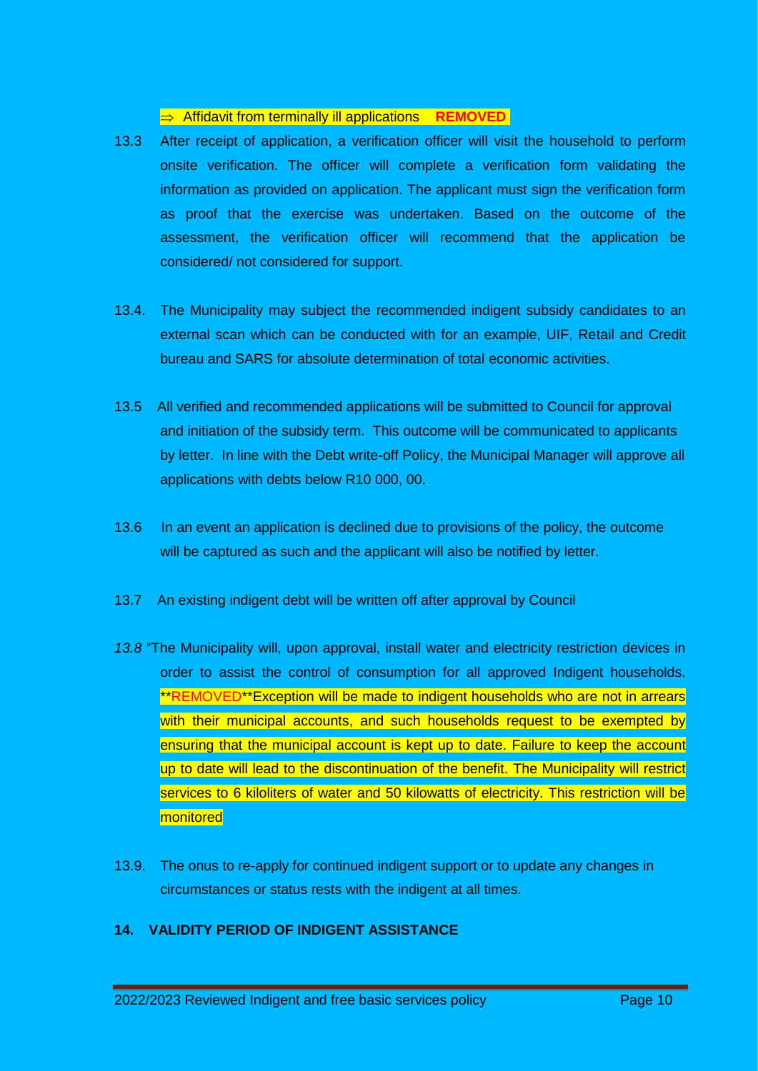⇒ Affidavit from terminally ill applications **REMOVED**

13.3 After receipt of application, a verification officer will visit the household to perform onsite verification. The officer will complete a verification form validating the information as provided on application. The applicant must sign the verification form as proof that the exercise was undertaken. Based on the outcome of the assessment, the verification officer will recommend that the application be considered/ not considered for support.

13.4. The Municipality may subject the recommended indigent subsidy candidates to an external scan which can be conducted with for an example, UIF, Retail and Credit bureau and SARS for absolute determination of total economic activities.

13.5 All verified and recommended applications will be submitted to Council for approval and initiation of the subsidy term. This outcome will be communicated to applicants by letter. In line with the Debt write-off Policy, the Municipal Manager will approve all applications with debts below R10 000, 00.

13.6 In an event an application is declined due to provisions of the policy, the outcome will be captured as such and the applicant will also be notified by letter.

13.7 An existing indigent debt will be written off after approval by Council

*13.8* "The Municipality will, upon approval, install water and electricity restriction devices in order to assist the control of consumption for all approved Indigent households. **REMOVED**Exception will be made to indigent households who are not in arrears with their municipal accounts, and such households request to be exempted by ensuring that the municipal account is kept up to date. Failure to keep the account up to date will lead to the discontinuation of the benefit. The Municipality will restrict services to 6 kiloliters of water and 50 kilowatts of electricity. This restriction will be monitored

13.9. The onus to re-apply for continued indigent support or to update any changes in circumstances or status rests with the indigent at all times.

## 14. VALIDITY PERIOD OF INDIGENT ASSISTANCE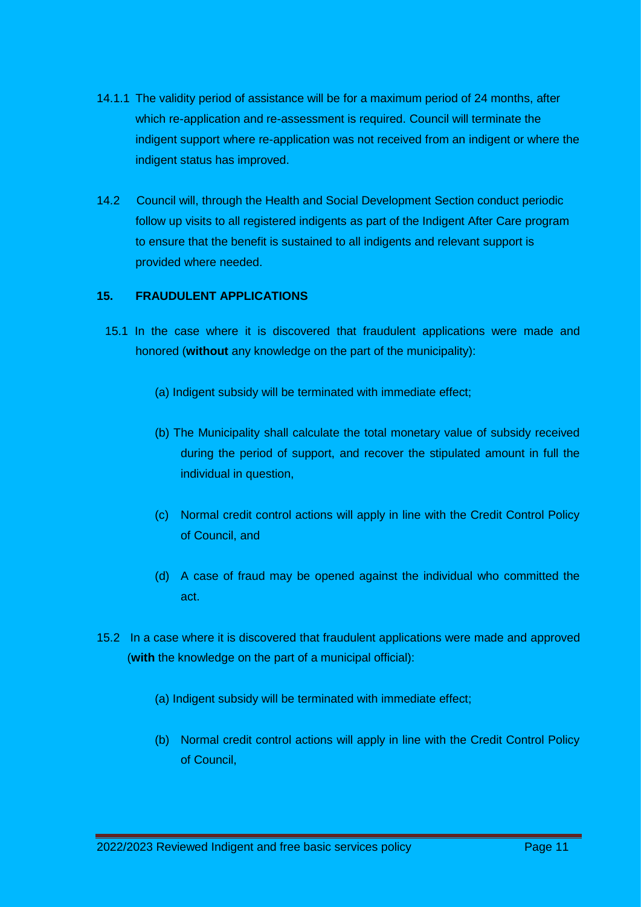14.1.1 The validity period of assistance will be for a maximum period of 24 months, after which re-application and re-assessment is required. Council will terminate the indigent support where re-application was not received from an indigent or where the indigent status has improved.

14.2 Council will, through the Health and Social Development Section conduct periodic follow up visits to all registered indigents as part of the Indigent After Care program to ensure that the benefit is sustained to all indigents and relevant support is provided where needed.

## 15. FRAUDULENT APPLICATIONS

15.1 In the case where it is discovered that fraudulent applications were made and honored (**without** any knowledge on the part of the municipality):

(a) Indigent subsidy will be terminated with immediate effect;

(b) The Municipality shall calculate the total monetary value of subsidy received during the period of support, and recover the stipulated amount in full the individual in question,

(c) Normal credit control actions will apply in line with the Credit Control Policy of Council, and

(d) A case of fraud may be opened against the individual who committed the act.

15.2 In a case where it is discovered that fraudulent applications were made and approved (**with** the knowledge on the part of a municipal official):

(a) Indigent subsidy will be terminated with immediate effect;

(b) Normal credit control actions will apply in line with the Credit Control Policy of Council,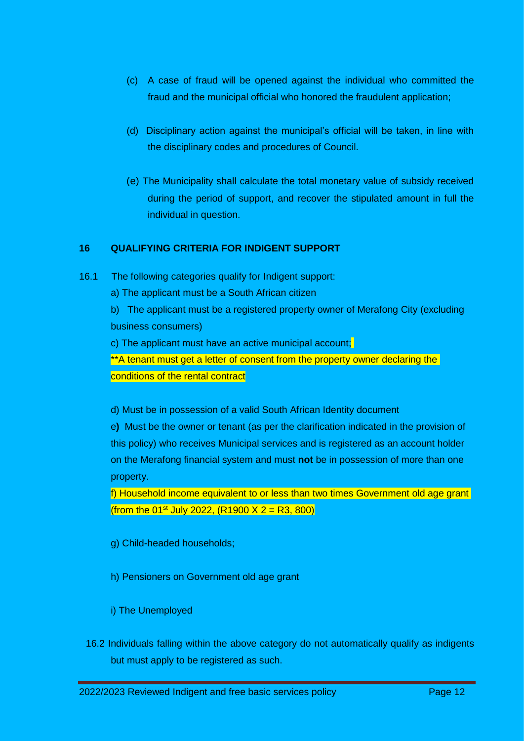(c) A case of fraud will be opened against the individual who committed the fraud and the municipal official who honored the fraudulent application;

(d) Disciplinary action against the municipal's official will be taken, in line with the disciplinary codes and procedures of Council.

(e) The Municipality shall calculate the total monetary value of subsidy received during the period of support, and recover the stipulated amount in full the individual in question.

## 16 QUALIFYING CRITERIA FOR INDIGENT SUPPORT

16.1 The following categories qualify for Indigent support:

a) The applicant must be a South African citizen

b) The applicant must be a registered property owner of Merafong City (excluding business consumers)

c) The applicant must have an active municipal account;

**A tenant must get a letter of consent from the property owner declaring the conditions of the rental contract

d) Must be in possession of a valid South African Identity document

e) Must be the owner or tenant (as per the clarification indicated in the provision of this policy) who receives Municipal services and is registered as an account holder on the Merafong financial system and must **not** be in possession of more than one property.

f) Household income equivalent to or less than two times Government old age grant (from the 01st July 2022, (R1900 X 2 = R3, 800)

g) Child-headed households;

h) Pensioners on Government old age grant

i) The Unemployed

16.2 Individuals falling within the above category do not automatically qualify as indigents but must apply to be registered as such.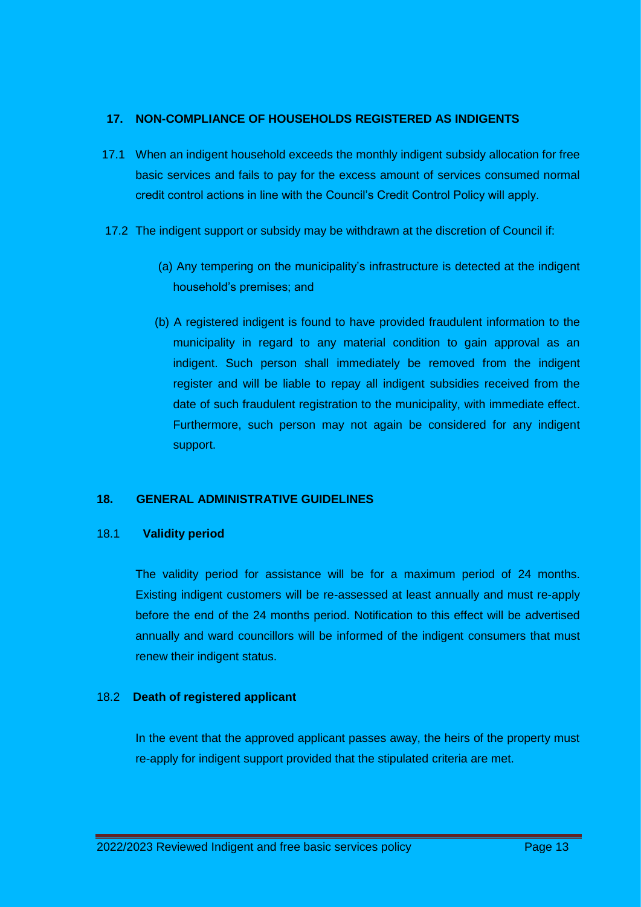## 17. NON-COMPLIANCE OF HOUSEHOLDS REGISTERED AS INDIGENTS

17.1 When an indigent household exceeds the monthly indigent subsidy allocation for free basic services and fails to pay for the excess amount of services consumed normal credit control actions in line with the Council's Credit Control Policy will apply.

17.2 The indigent support or subsidy may be withdrawn at the discretion of Council if:

(a) Any tempering on the municipality's infrastructure is detected at the indigent household's premises; and

(b) A registered indigent is found to have provided fraudulent information to the municipality in regard to any material condition to gain approval as an indigent. Such person shall immediately be removed from the indigent register and will be liable to repay all indigent subsidies received from the date of such fraudulent registration to the municipality, with immediate effect. Furthermore, such person may not again be considered for any indigent support.

## 18. GENERAL ADMINISTRATIVE GUIDELINES

### 18.1 Validity period

The validity period for assistance will be for a maximum period of 24 months. Existing indigent customers will be re-assessed at least annually and must re-apply before the end of the 24 months period. Notification to this effect will be advertised annually and ward councillors will be informed of the indigent consumers that must renew their indigent status.

### 18.2 Death of registered applicant

In the event that the approved applicant passes away, the heirs of the property must re-apply for indigent support provided that the stipulated criteria are met.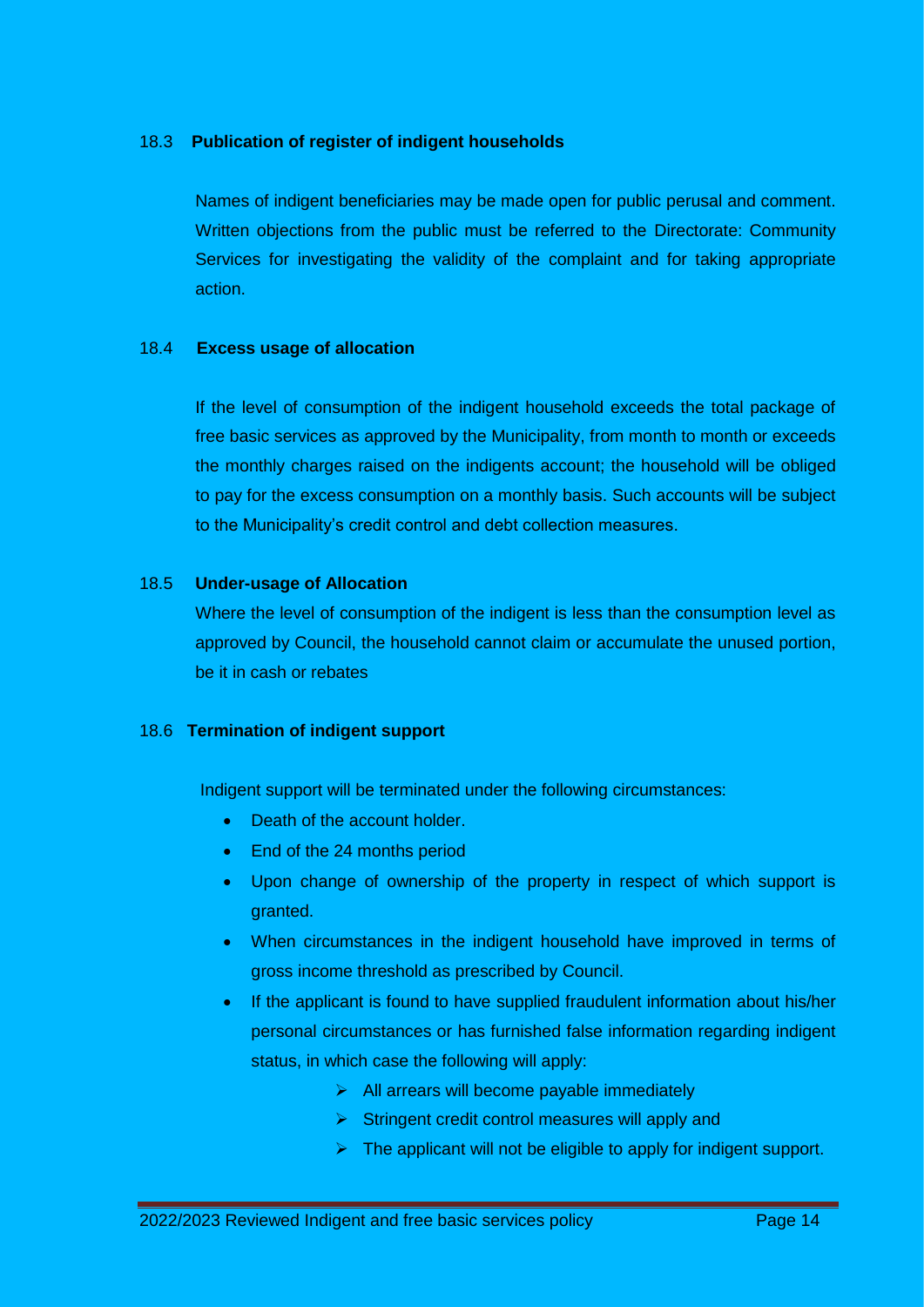### 18.3 Publication of register of indigent households

Names of indigent beneficiaries may be made open for public perusal and comment. Written objections from the public must be referred to the Directorate: Community Services for investigating the validity of the complaint and for taking appropriate action.

### 18.4 Excess usage of allocation

If the level of consumption of the indigent household exceeds the total package of free basic services as approved by the Municipality, from month to month or exceeds the monthly charges raised on the indigents account; the household will be obliged to pay for the excess consumption on a monthly basis. Such accounts will be subject to the Municipality's credit control and debt collection measures.

### 18.5 Under-usage of Allocation

Where the level of consumption of the indigent is less than the consumption level as approved by Council, the household cannot claim or accumulate the unused portion, be it in cash or rebates

### 18.6 Termination of indigent support

Indigent support will be terminated under the following circumstances:

- Death of the account holder.
- End of the 24 months period
- Upon change of ownership of the property in respect of which support is granted.
- When circumstances in the indigent household have improved in terms of gross income threshold as prescribed by Council.
- If the applicant is found to have supplied fraudulent information about his/her personal circumstances or has furnished false information regarding indigent status, in which case the following will apply:
  - All arrears will become payable immediately
  - Stringent credit control measures will apply and
  - The applicant will not be eligible to apply for indigent support.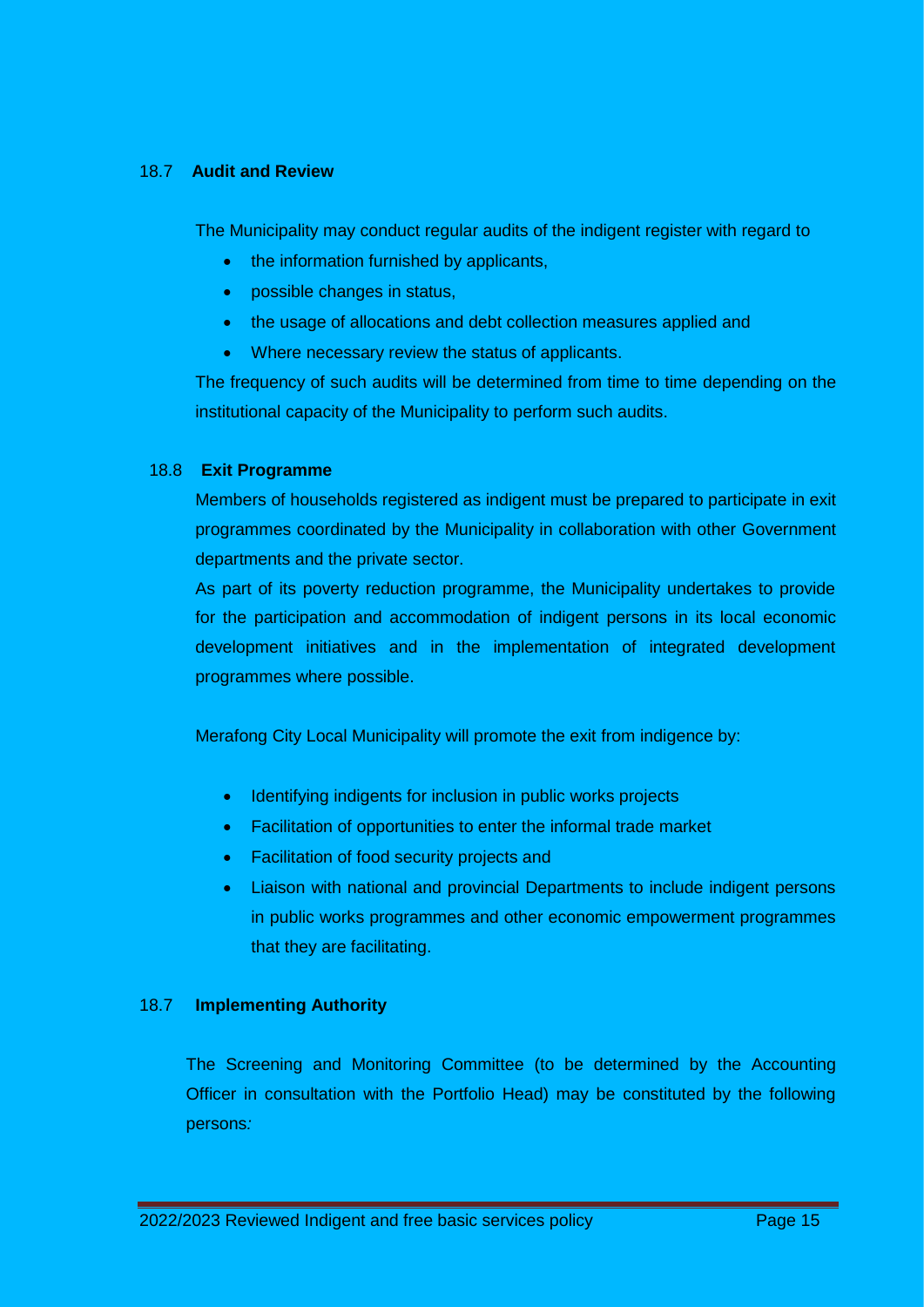### 18.7 **Audit and Review**

The Municipality may conduct regular audits of the indigent register with regard to

- the information furnished by applicants,
- possible changes in status,
- the usage of allocations and debt collection measures applied and
- Where necessary review the status of applicants.

The frequency of such audits will be determined from time to time depending on the institutional capacity of the Municipality to perform such audits.

### 18.8 **Exit Programme**

Members of households registered as indigent must be prepared to participate in exit programmes coordinated by the Municipality in collaboration with other Government departments and the private sector.

As part of its poverty reduction programme, the Municipality undertakes to provide for the participation and accommodation of indigent persons in its local economic development initiatives and in the implementation of integrated development programmes where possible.

Merafong City Local Municipality will promote the exit from indigence by:

- Identifying indigents for inclusion in public works projects
- Facilitation of opportunities to enter the informal trade market
- Facilitation of food security projects and
- Liaison with national and provincial Departments to include indigent persons in public works programmes and other economic empowerment programmes that they are facilitating.

### 18.7 **Implementing Authority**

The Screening and Monitoring Committee (to be determined by the Accounting Officer in consultation with the Portfolio Head) may be constituted by the following persons*:*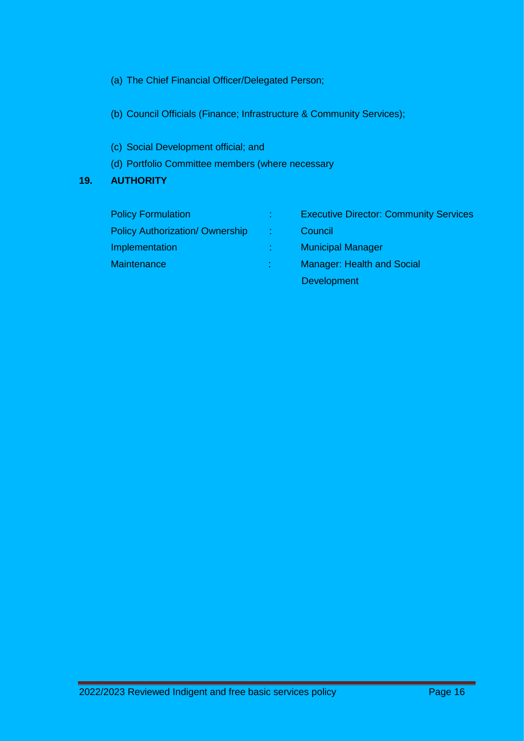(a) The Chief Financial Officer/Delegated Person;

(b) Council Officials (Finance; Infrastructure & Community Services);

(c) Social Development official; and

(d) Portfolio Committee members (where necessary

## 19. AUTHORITY

| | | |
|---|---|---|
| Policy Formulation | : | Executive Director: Community Services |
| Policy Authorization/ Ownership | : | Council |
| Implementation | : | Municipal Manager |
| Maintenance | : | Manager: Health and Social Development |